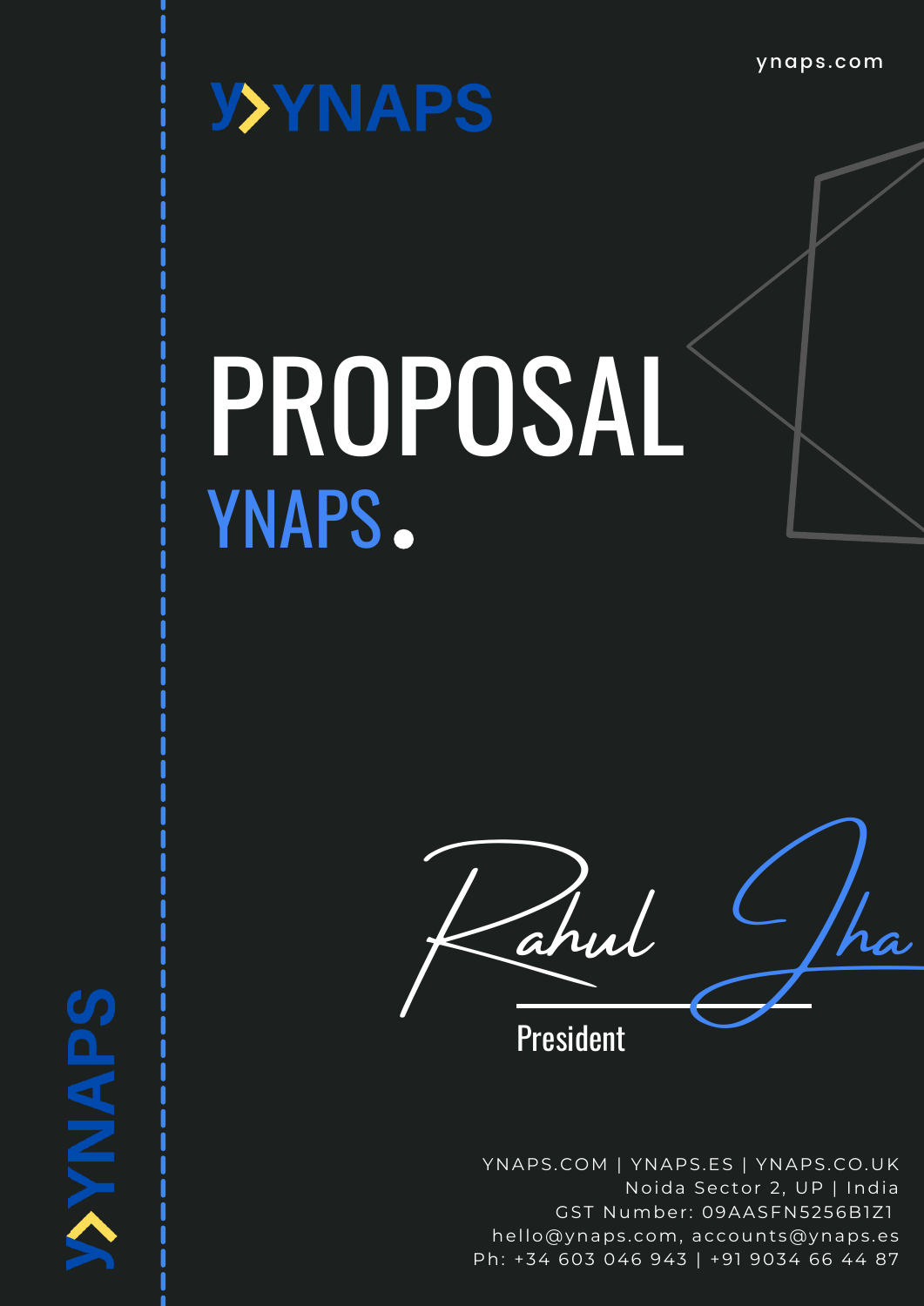ynaps.com

YYNAPS

# PROPOSAL

## YNAPS.

Rahul Jha

President

YNAPS.COM | YNAPS.ES | YNAPS.CO.UK
Noida Sector 2, UP | India
GST Number: 09AASFN5256B1Z1
hello@ynaps.com, accounts@ynaps.es
Ph: +34 603 046 943 | +91 9034 66 44 87

YYNAPS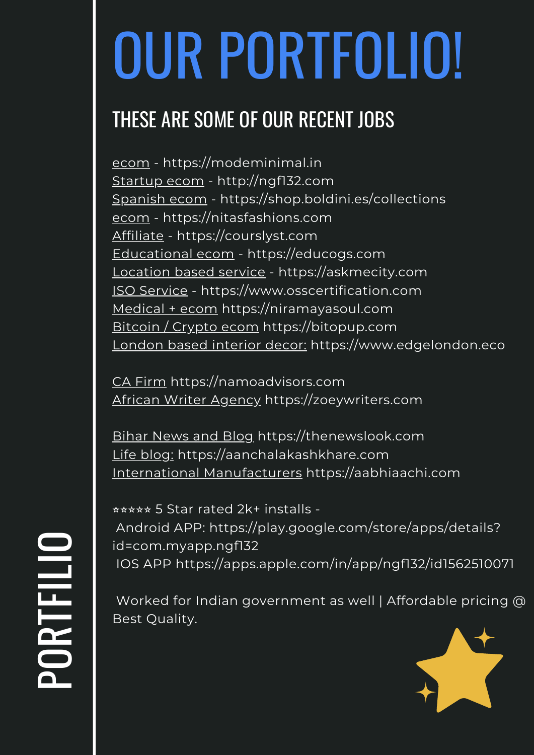# OUR PORTFOLIO!

## THESE ARE SOME OF OUR RECENT JOBS

ecom - https://modeminimal.in
Startup ecom - http://ngf132.com
Spanish ecom - https://shop.boldini.es/collections
ecom - https://nitasfashions.com
Affiliate - https://courslyst.com
Educational ecom - https://educogs.com
Location based service - https://askmecity.com
ISO Service - https://www.osscertification.com
Medical + ecom https://niramayasoul.com
Bitcoin / Crypto ecom https://bitopup.com
London based interior decor: https://www.edgelondon.eco

CA Firm https://namoadvisors.com
African Writer Agency https://zoeywriters.com

Bihar News and Blog https://thenewslook.com
Life blog: https://aanchalakashkhare.com
International Manufacturers https://aabhiaachi.com

⭑⭑⭑⭑⭑ 5 Star rated 2k+ installs -
Android APP: https://play.google.com/store/apps/details?id=com.myapp.ngf132
IOS APP https://apps.apple.com/in/app/ngf132/id1562510071

Worked for Indian government as well | Affordable pricing @ Best Quality.

PORTFILIO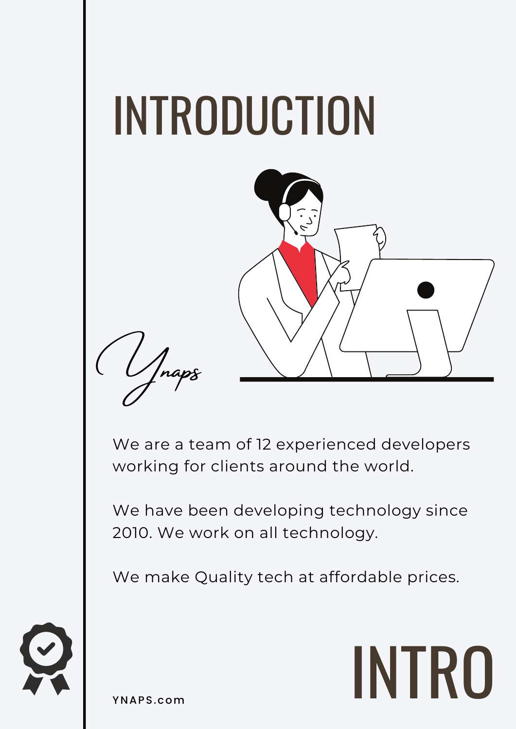# INTRODUCTION

*Ynaps*

We are a team of 12 experienced developers working for clients around the world.

We have been developing technology since 2010. We work on all technology.

We make Quality tech at affordable prices.

YNAPS.com

INTRO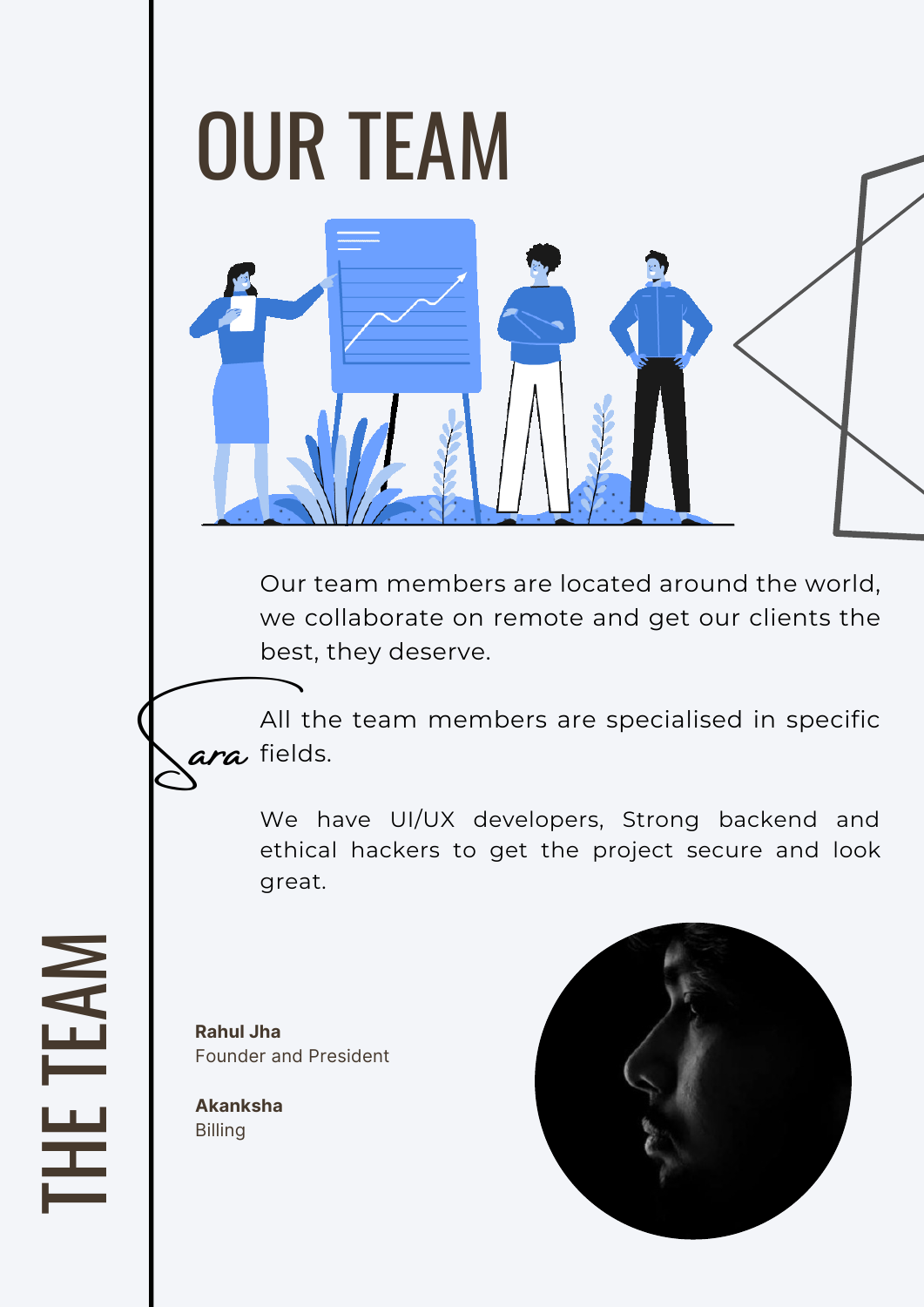# OUR TEAM

Our team members are located around the world, we collaborate on remote and get our clients the best, they deserve.

All the team members are specialised in specific fields.

We have UI/UX developers, Strong backend and ethical hackers to get the project secure and look great.

THE TEAM

**Rahul Jha**
Founder and President

**Akanksha**
Billing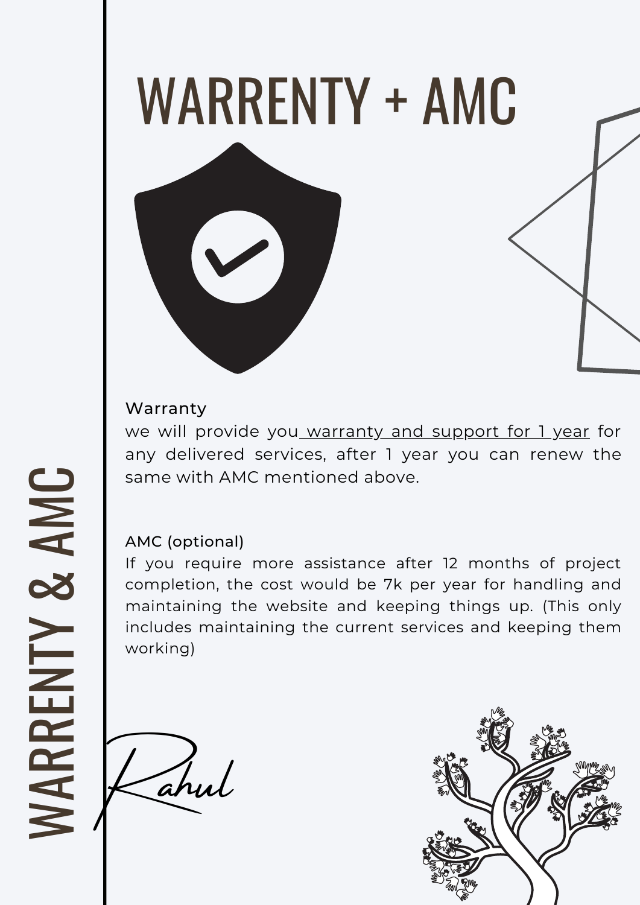# WARRENTY + AMC

WARRENTY & AMC

### Warranty

we will provide you warranty and support for 1 year for any delivered services, after 1 year you can renew the same with AMC mentioned above.

### AMC (optional)

If you require more assistance after 12 months of project completion, the cost would be 7k per year for handling and maintaining the website and keeping things up. (This only includes maintaining the current services and keeping them working)

Rahul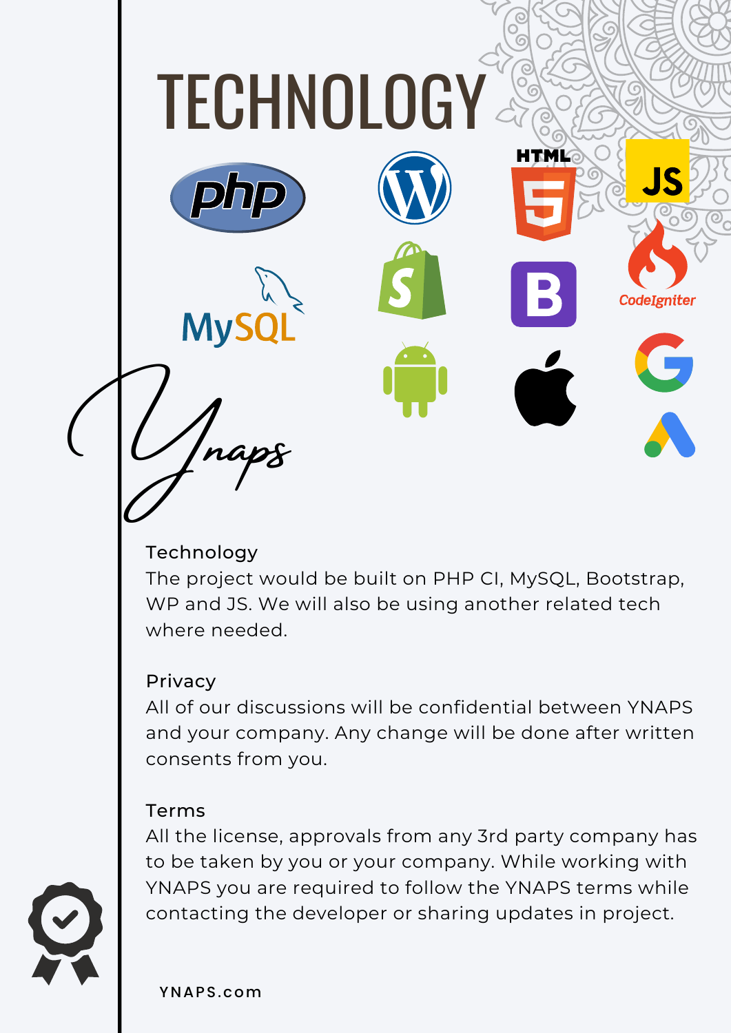# TECHNOLOGY

Ynaps

### Technology

The project would be built on PHP CI, MySQL, Bootstrap, WP and JS. We will also be using another related tech where needed.

### Privacy

All of our discussions will be confidential between YNAPS and your company. Any change will be done after written consents from you.

### Terms

All the license, approvals from any 3rd party company has to be taken by you or your company. While working with YNAPS you are required to follow the YNAPS terms while contacting the developer or sharing updates in project.

YNAPS.com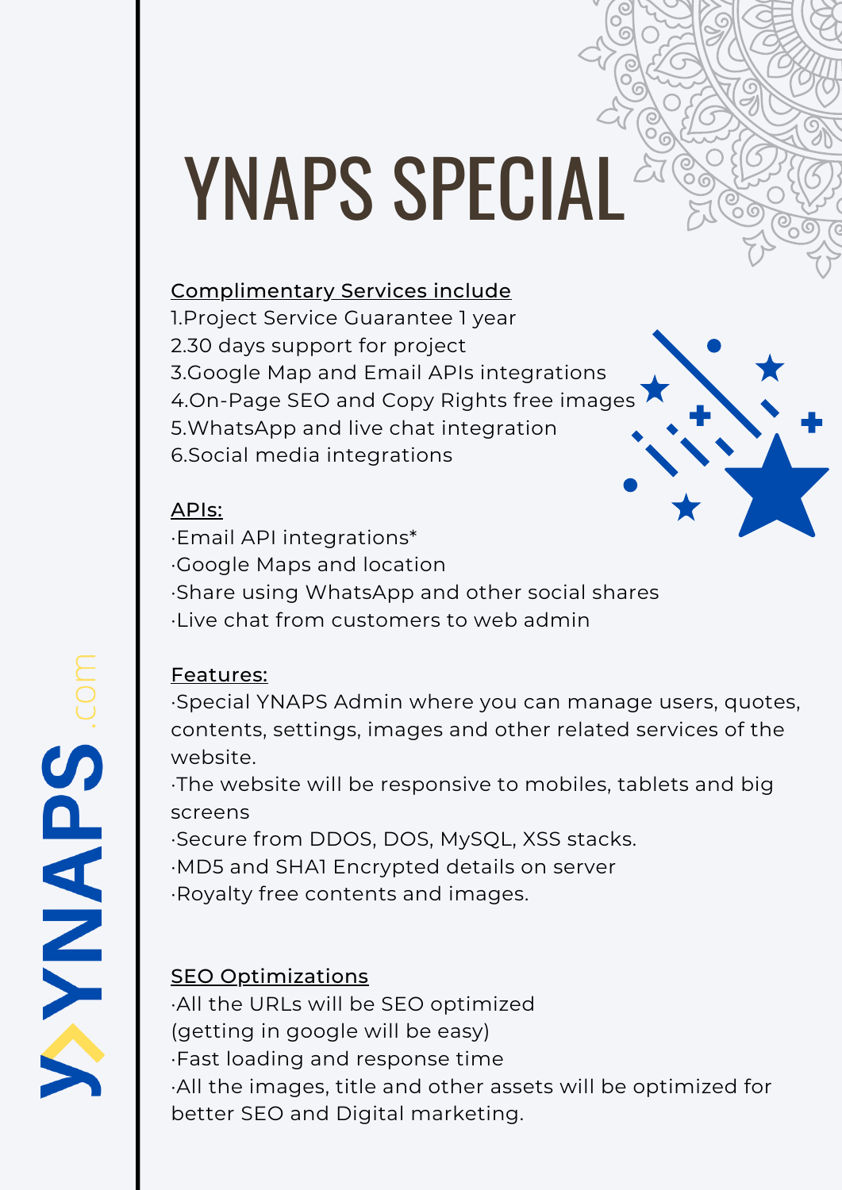# YNAPS SPECIAL

Complimentary Services include

1. Project Service Guarantee 1 year
2. 30 days support for project
3. Google Map and Email APIs integrations
4. On-Page SEO and Copy Rights free images
5. WhatsApp and live chat integration
6. Social media integrations

APIs:

- Email API integrations*
- Google Maps and location
- Share using WhatsApp and other social shares
- Live chat from customers to web admin

Features:

- Special YNAPS Admin where you can manage users, quotes, contents, settings, images and other related services of the website.
- The website will be responsive to mobiles, tablets and big screens
- Secure from DDOS, DOS, MySQL, XSS stacks.
- MD5 and SHA1 Encrypted details on server
- Royalty free contents and images.

SEO Optimizations

- All the URLs will be SEO optimized (getting in google will be easy)
- Fast loading and response time
- All the images, title and other assets will be optimized for better SEO and Digital marketing.

YNAPS.com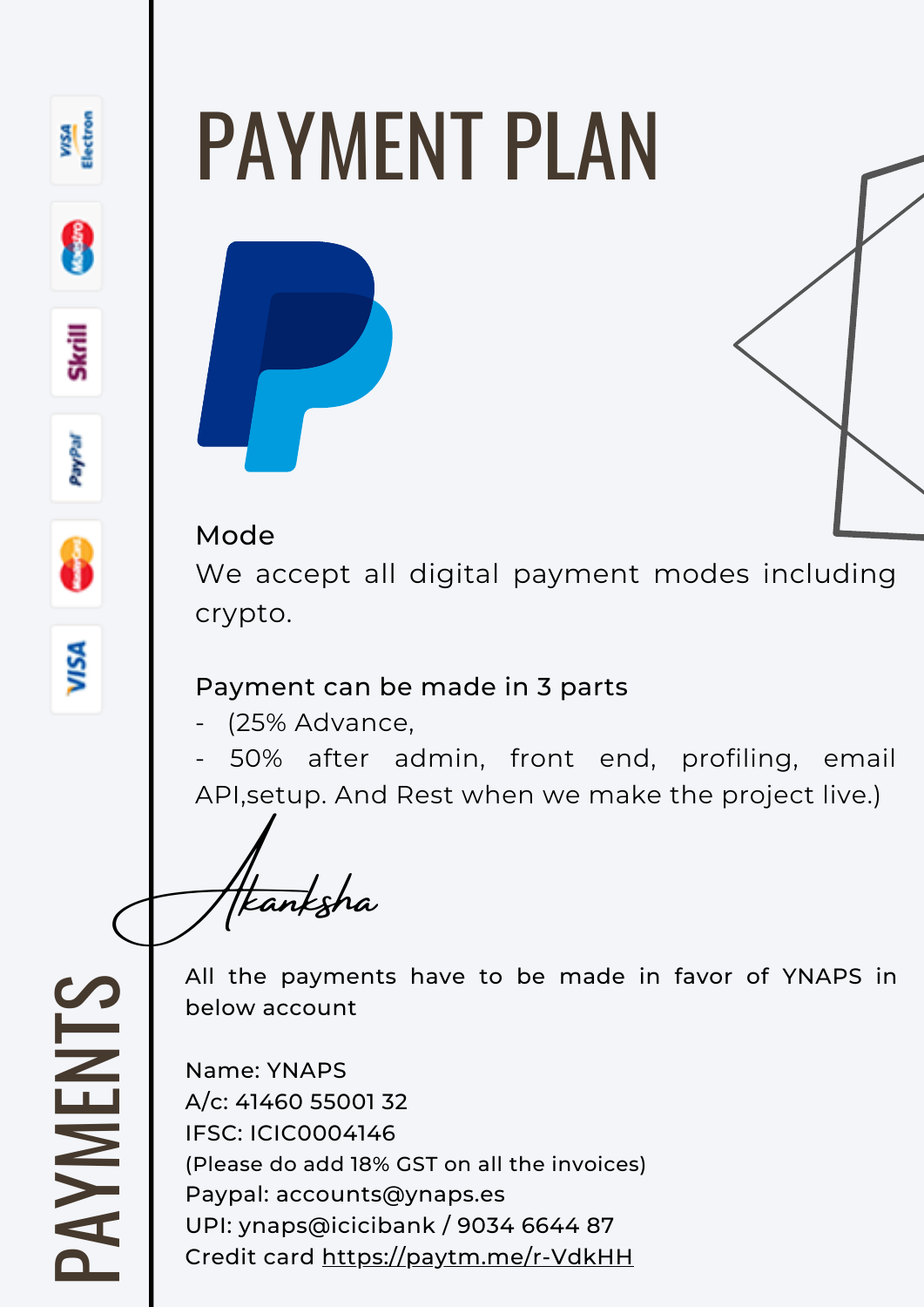# PAYMENT PLAN

**Mode**

We accept all digital payment modes including crypto.

**Payment can be made in 3 parts**

- (25% Advance,
- 50% after admin, front end, profiling, email API,setup. And Rest when we make the project live.)

Akanksha

All the payments have to be made in favor of YNAPS in below account

Name: YNAPS
A/c: 41460 55001 32
IFSC: ICIC0004146
(Please do add 18% GST on all the invoices)
Paypal: accounts@ynaps.es
UPI: ynaps@icicibank / 9034 6644 87
Credit card https://paytm.me/r-VdkHH

PAYMENTS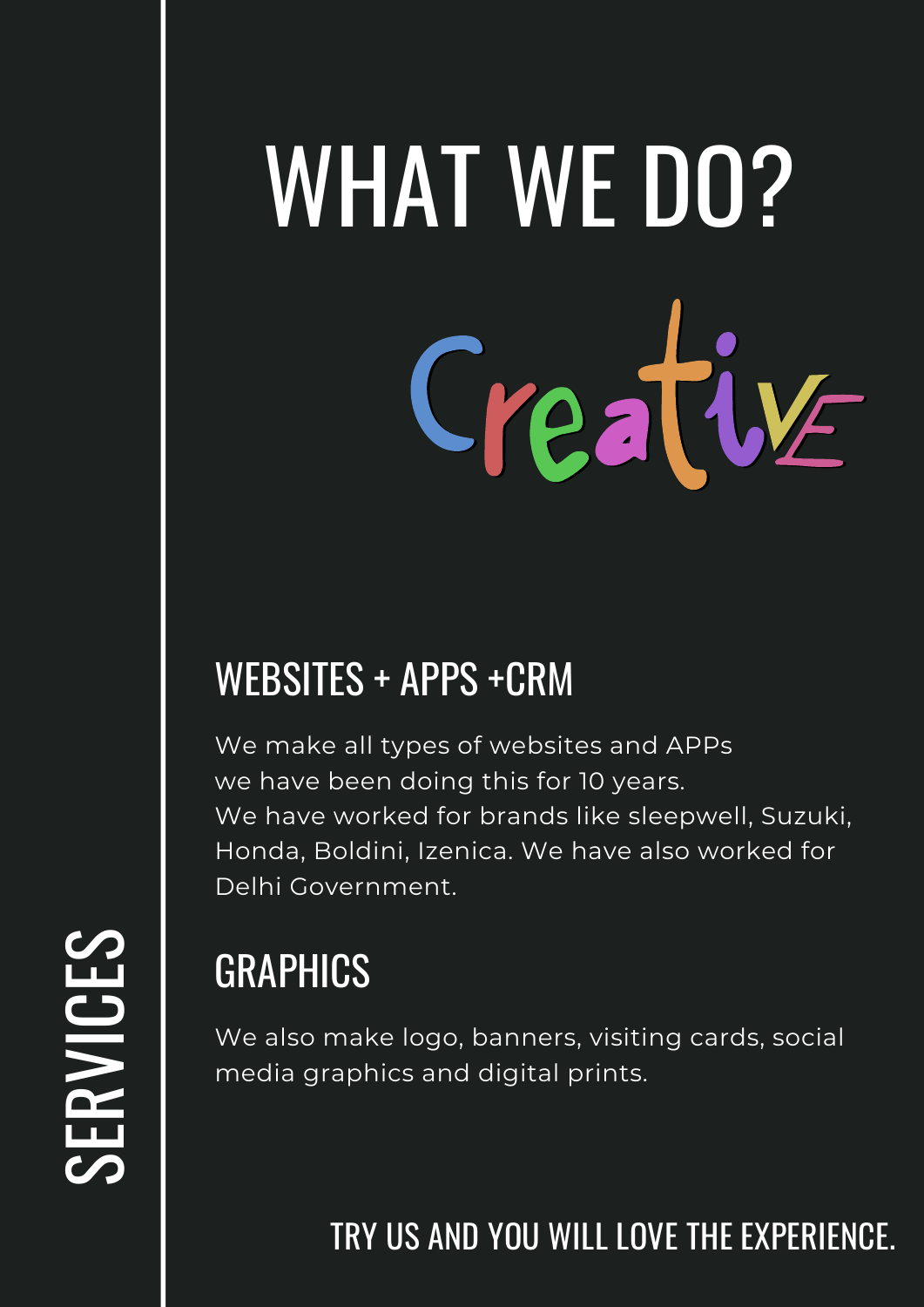SERVICES

# WHAT WE DO?

Creative

## WEBSITES + APPS +CRM

We make all types of websites and APPs
we have been doing this for 10 years.
We have worked for brands like sleepwell, Suzuki, Honda, Boldini, Izenica. We have also worked for Delhi Government.

## GRAPHICS

We also make logo, banners, visiting cards, social media graphics and digital prints.

TRY US AND YOU WILL LOVE THE EXPERIENCE.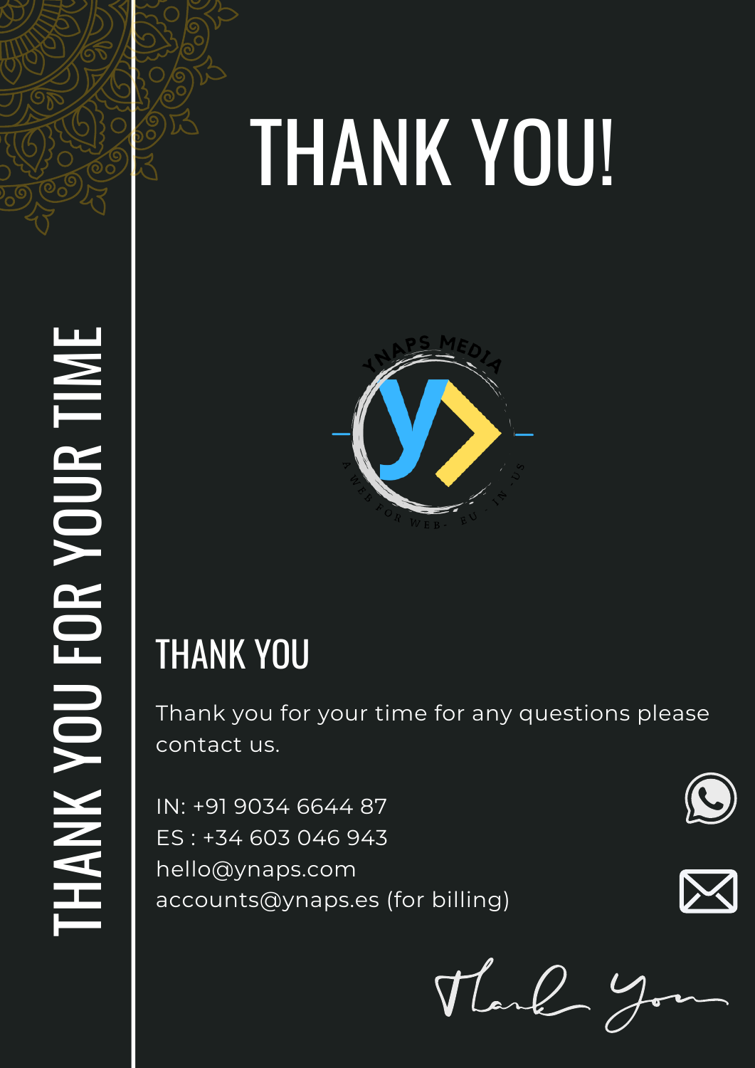THANK YOU FOR YOUR TIME

# THANK YOU!

YNAPS MEDIA

A WEB FOR WEB - EU - IN - US

## THANK YOU

Thank you for your time for any questions please contact us.

IN: +91 9034 6644 87
ES : +34 603 046 943
hello@ynaps.com
accounts@ynaps.es (for billing)

Thank You